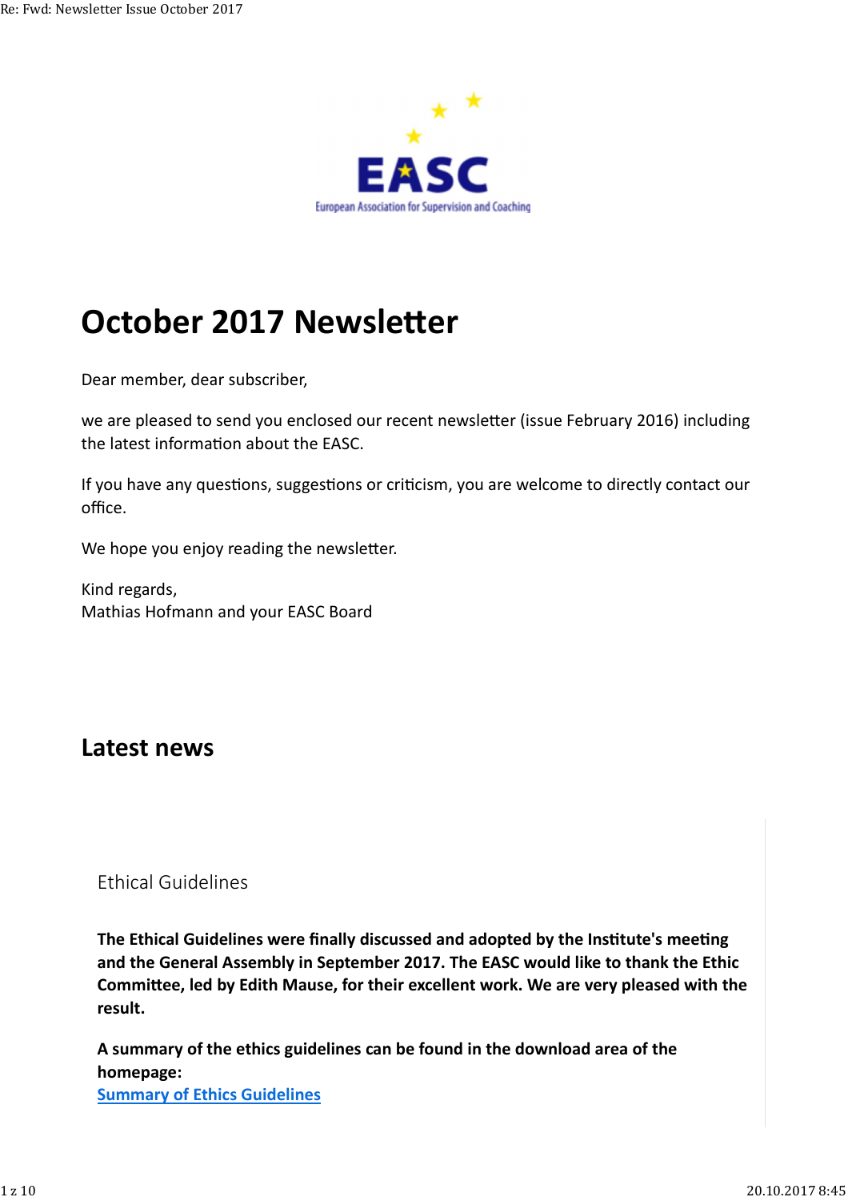# October 2017 Newsletter

Dear member, dear subscriber,

we are pleased to send you enclosed our recent newsletter (issue February 2016) including the latest information about the EASC.

If you have any questions, suggestions or criticism, you are welcome to directly contact our office.

We hope you enjoy reading the newsletter.

Kind regards,
Mathias Hofmann and your EASC Board

## Latest news

### Ethical Guidelines

**The Ethical Guidelines were finally discussed and adopted by the Institute's meeting and the General Assembly in September 2017. The EASC would like to thank the Ethic Committee, led by Edith Mause, for their excellent work. We are very pleased with the result.**

**A summary of the ethics guidelines can be found in the download area of the homepage:**
**Summary of Ethics Guidelines**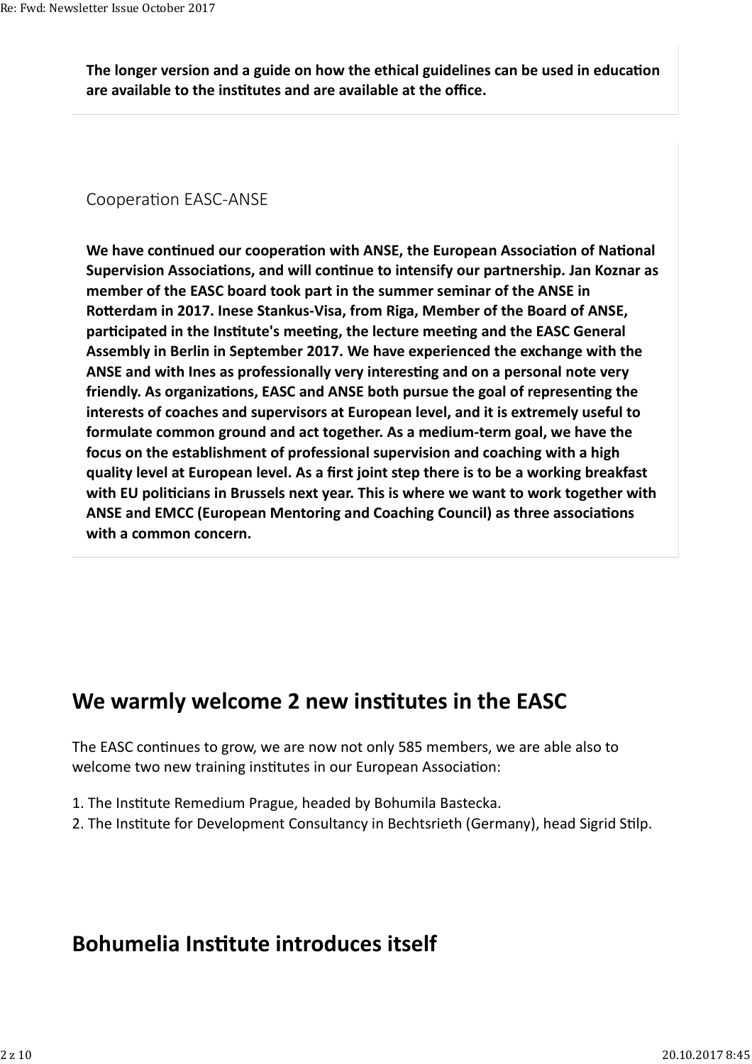**The longer version and a guide on how the ethical guidelines can be used in education are available to the institutes and are available at the office.**

Cooperation EASC-ANSE

**We have continued our cooperation with ANSE, the European Association of National Supervision Associations, and will continue to intensify our partnership. Jan Koznar as member of the EASC board took part in the summer seminar of the ANSE in Rotterdam in 2017. Inese Stankus-Visa, from Riga, Member of the Board of ANSE, participated in the Institute's meeting, the lecture meeting and the EASC General Assembly in Berlin in September 2017. We have experienced the exchange with the ANSE and with Ines as professionally very interesting and on a personal note very friendly. As organizations, EASC and ANSE both pursue the goal of representing the interests of coaches and supervisors at European level, and it is extremely useful to formulate common ground and act together. As a medium-term goal, we have the focus on the establishment of professional supervision and coaching with a high quality level at European level. As a first joint step there is to be a working breakfast with EU politicians in Brussels next year. This is where we want to work together with ANSE and EMCC (European Mentoring and Coaching Council) as three associations with a common concern.**

## We warmly welcome 2 new institutes in the EASC

The EASC continues to grow, we are now not only 585 members, we are able also to welcome two new training institutes in our European Association:

1. The Institute Remedium Prague, headed by Bohumila Bastecka.
2. The Institute for Development Consultancy in Bechtsrieth (Germany), head Sigrid Stilp.

## Bohumelia Institute introduces itself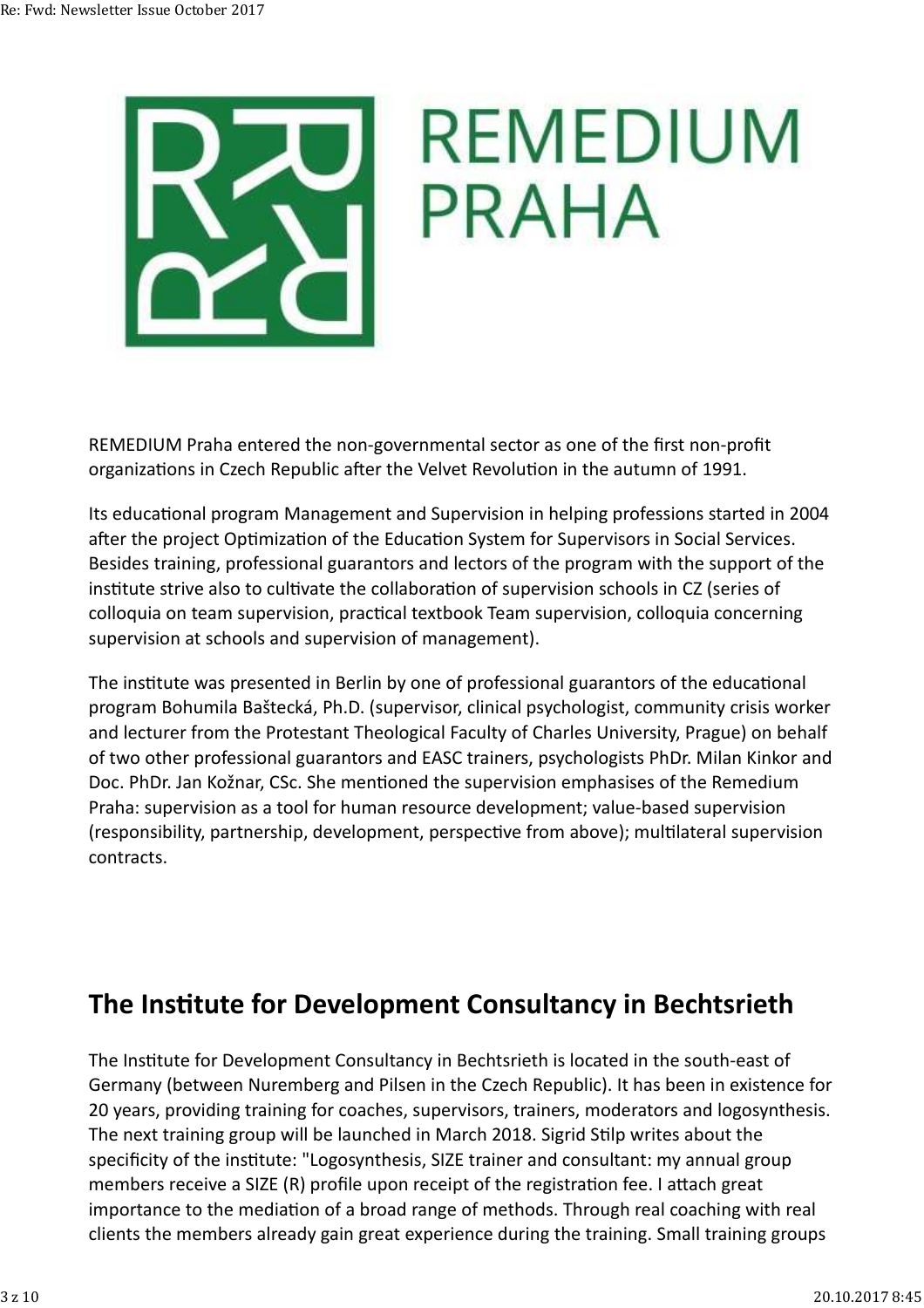REMEDIUM Praha entered the non-governmental sector as one of the first non-profit organizations in Czech Republic after the Velvet Revolution in the autumn of 1991.

Its educational program Management and Supervision in helping professions started in 2004 after the project Optimization of the Education System for Supervisors in Social Services. Besides training, professional guarantors and lectors of the program with the support of the institute strive also to cultivate the collaboration of supervision schools in CZ (series of colloquia on team supervision, practical textbook Team supervision, colloquia concerning supervision at schools and supervision of management).

The institute was presented in Berlin by one of professional guarantors of the educational program Bohumila Baštecká, Ph.D. (supervisor, clinical psychologist, community crisis worker and lecturer from the Protestant Theological Faculty of Charles University, Prague) on behalf of two other professional guarantors and EASC trainers, psychologists PhDr. Milan Kinkor and Doc. PhDr. Jan Kožnar, CSc. She mentioned the supervision emphasises of the Remedium Praha: supervision as a tool for human resource development; value-based supervision (responsibility, partnership, development, perspective from above); multilateral supervision contracts.

## The Institute for Development Consultancy in Bechtsrieth

The Institute for Development Consultancy in Bechtsrieth is located in the south-east of Germany (between Nuremberg and Pilsen in the Czech Republic). It has been in existence for 20 years, providing training for coaches, supervisors, trainers, moderators and logosynthesis. The next training group will be launched in March 2018. Sigrid Stilp writes about the specificity of the institute: "Logosynthesis, SIZE trainer and consultant: my annual group members receive a SIZE (R) profile upon receipt of the registration fee. I attach great importance to the mediation of a broad range of methods. Through real coaching with real clients the members already gain great experience during the training. Small training groups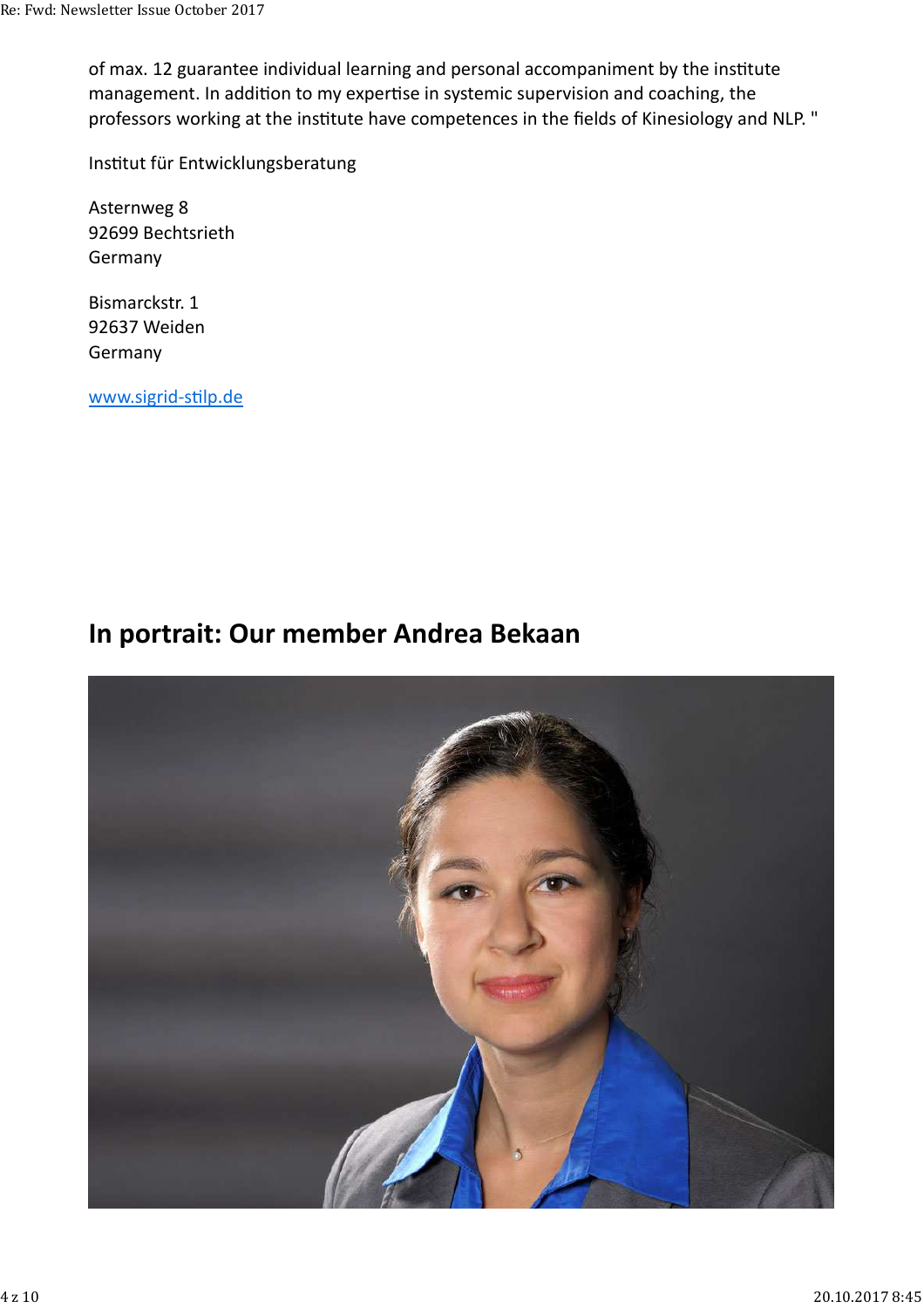of max. 12 guarantee individual learning and personal accompaniment by the institute management. In addition to my expertise in systemic supervision and coaching, the professors working at the institute have competences in the fields of Kinesiology and NLP. "

Institut für Entwicklungsberatung

Asternweg 8
92699 Bechtsrieth
Germany

Bismarckstr. 1
92637 Weiden
Germany

[www.sigrid-stilp.de](www.sigrid-stilp.de)

## In portrait: Our member Andrea Bekaan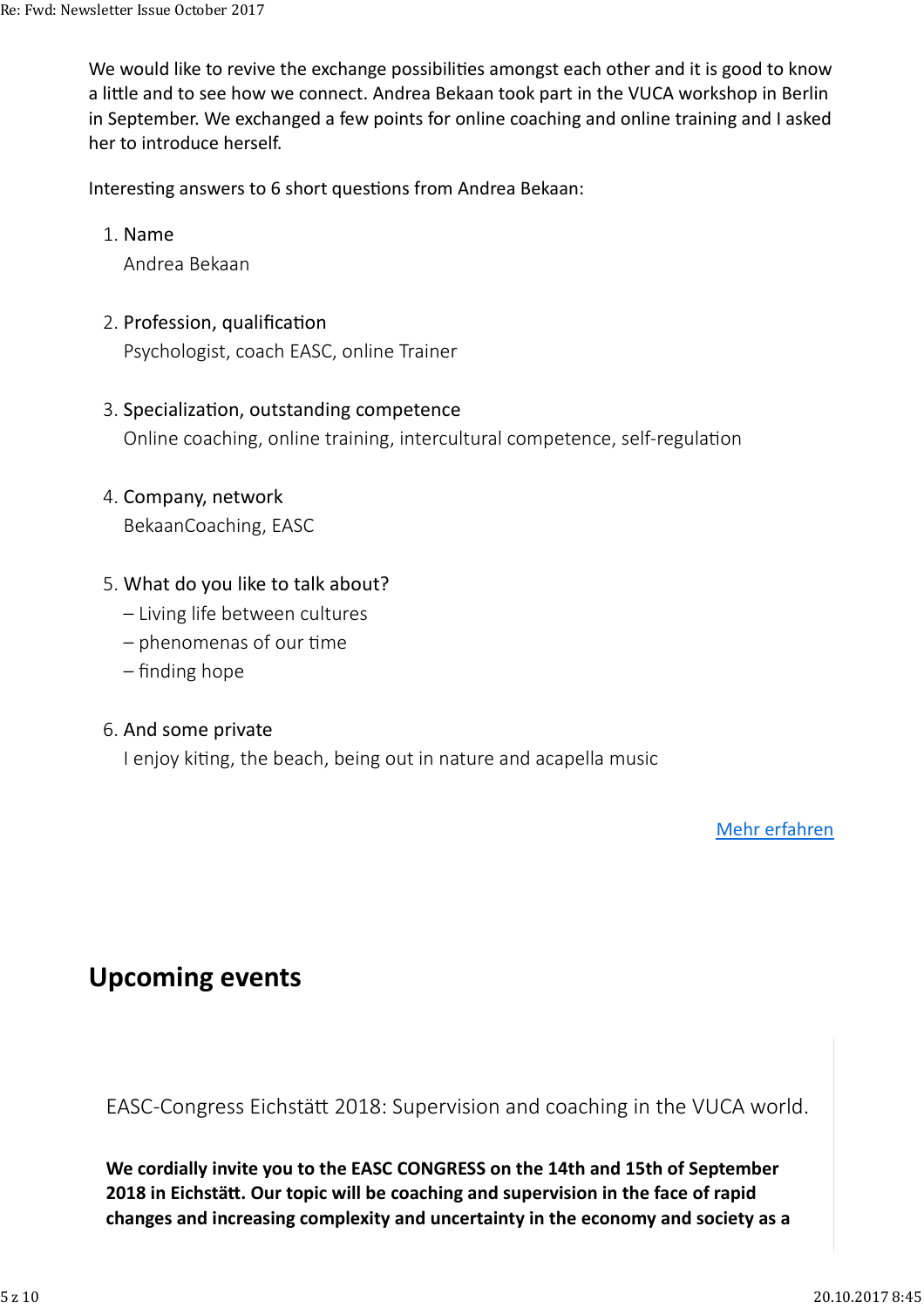We would like to revive the exchange possibilities amongst each other and it is good to know a little and to see how we connect. Andrea Bekaan took part in the VUCA workshop in Berlin in September. We exchanged a few points for online coaching and online training and I asked her to introduce herself.

Interesting answers to 6 short questions from Andrea Bekaan:

1. Name
   Andrea Bekaan

2. Profession, qualification
   Psychologist, coach EASC, online Trainer

3. Specialization, outstanding competence
   Online coaching, online training, intercultural competence, self-regulation

4. Company, network
   BekaanCoaching, EASC

5. What do you like to talk about?
   – Living life between cultures
   – phenomenas of our time
   – finding hope

6. And some private
   I enjoy kiting, the beach, being out in nature and acapella music

Mehr erfahren

## Upcoming events

EASC-Congress Eichstätt 2018: Supervision and coaching in the VUCA world.

**We cordially invite you to the EASC CONGRESS on the 14th and 15th of September 2018 in Eichstätt. Our topic will be coaching and supervision in the face of rapid changes and increasing complexity and uncertainty in the economy and society as a**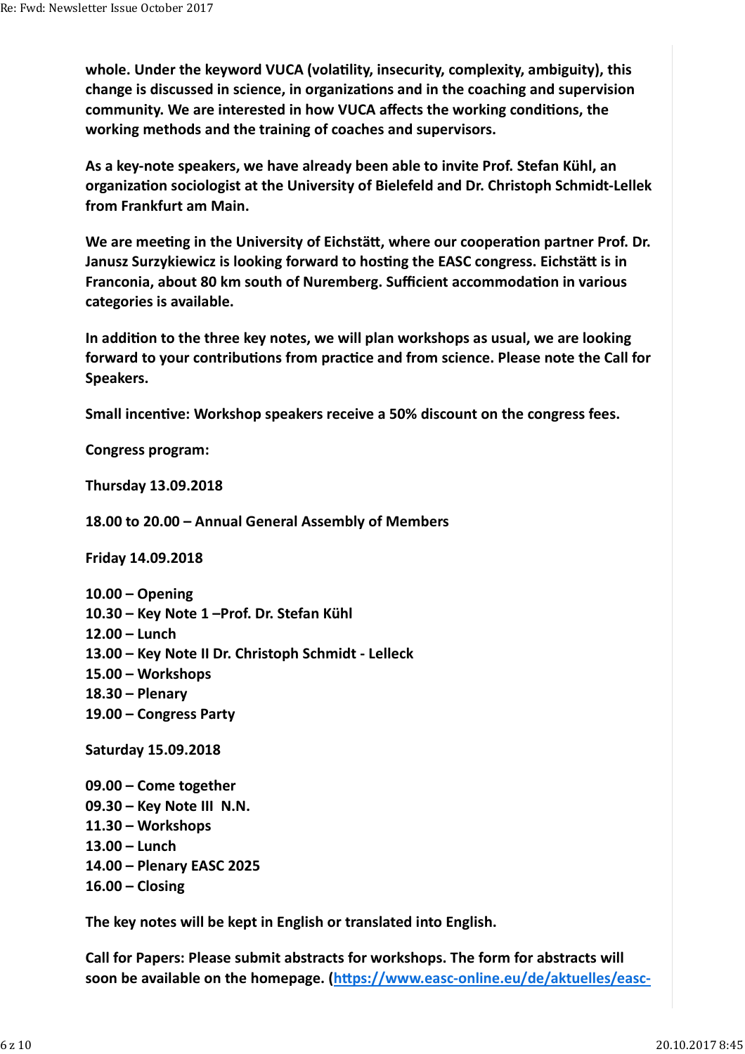**whole. Under the keyword VUCA (volatility, insecurity, complexity, ambiguity), this change is discussed in science, in organizations and in the coaching and supervision community. We are interested in how VUCA affects the working conditions, the working methods and the training of coaches and supervisors.**

**As a key-note speakers, we have already been able to invite Prof. Stefan Kühl, an organization sociologist at the University of Bielefeld and Dr. Christoph Schmidt-Lellek from Frankfurt am Main.**

**We are meeting in the University of Eichstätt, where our cooperation partner Prof. Dr. Janusz Surzykiewicz is looking forward to hosting the EASC congress. Eichstätt is in Franconia, about 80 km south of Nuremberg. Sufficient accommodation in various categories is available.**

**In addition to the three key notes, we will plan workshops as usual, we are looking forward to your contributions from practice and from science. Please note the Call for Speakers.**

**Small incentive: Workshop speakers receive a 50% discount on the congress fees.**

**Congress program:**

**Thursday 13.09.2018**

**18.00 to 20.00 – Annual General Assembly of Members**

**Friday 14.09.2018**

**10.00 – Opening**
**10.30 – Key Note 1 –Prof. Dr. Stefan Kühl**
**12.00 – Lunch**
**13.00 – Key Note II Dr. Christoph Schmidt - Lelleck**
**15.00 – Workshops**
**18.30 – Plenary**
**19.00 – Congress Party**

**Saturday 15.09.2018**

**09.00 – Come together**
**09.30 – Key Note III N.N.**
**11.30 – Workshops**
**13.00 – Lunch**
**14.00 – Plenary EASC 2025**
**16.00 – Closing**

**The key notes will be kept in English or translated into English.**

**Call for Papers: Please submit abstracts for workshops. The form for abstracts will soon be available on the homepage. (https://www.easc-online.eu/de/aktuelles/easc-**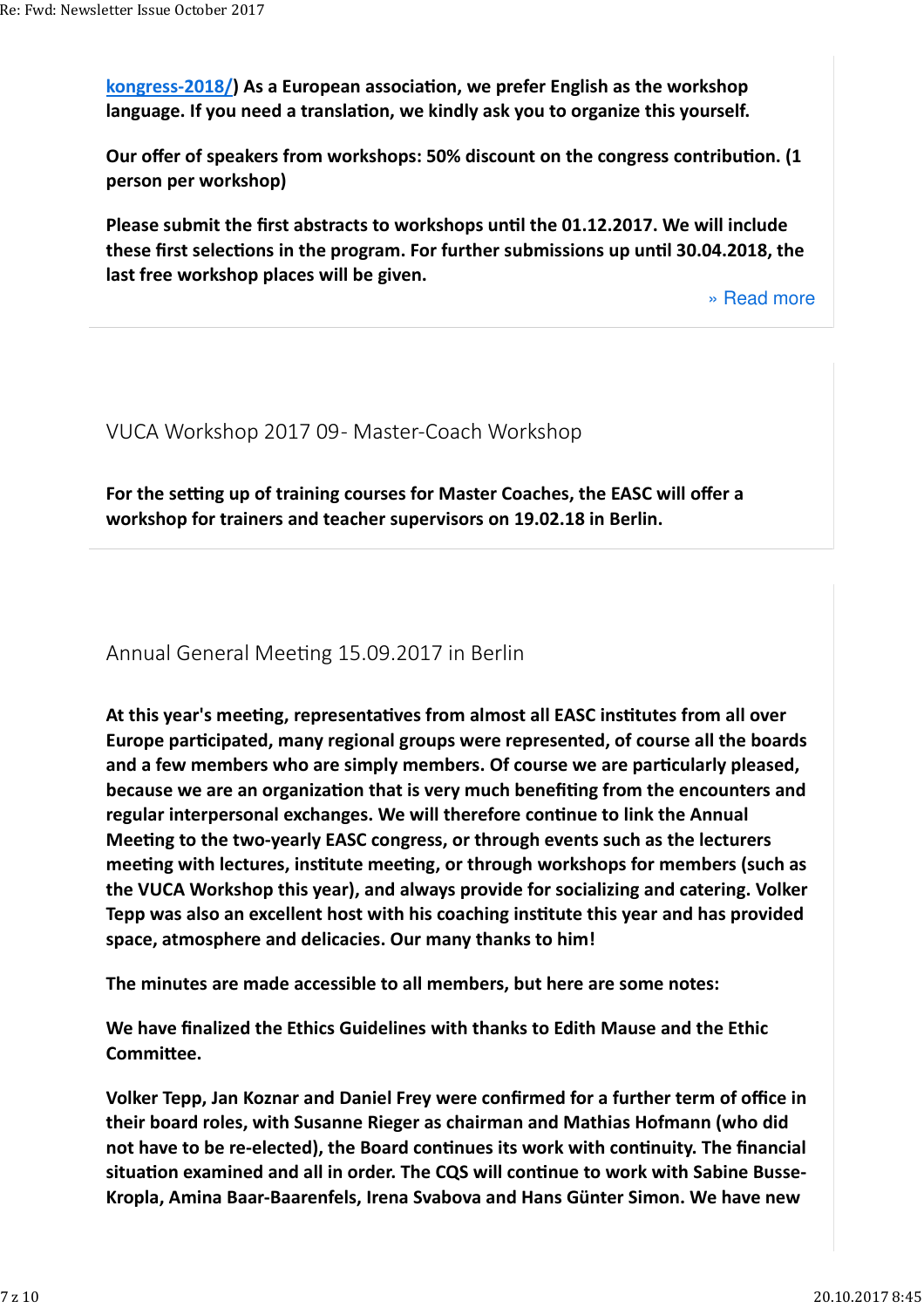**[kongress-2018/](kongress-2018/)) As a European association, we prefer English as the workshop language. If you need a translation, we kindly ask you to organize this yourself.**

**Our offer of speakers from workshops: 50% discount on the congress contribution. (1 person per workshop)**

**Please submit the first abstracts to workshops until the 01.12.2017. We will include these first selections in the program. For further submissions up until 30.04.2018, the last free workshop places will be given.**

» Read more

## VUCA Workshop 2017 09- Master-Coach Workshop

**For the setting up of training courses for Master Coaches, the EASC will offer a workshop for trainers and teacher supervisors on 19.02.18 in Berlin.**

## Annual General Meeting 15.09.2017 in Berlin

**At this year's meeting, representatives from almost all EASC institutes from all over Europe participated, many regional groups were represented, of course all the boards and a few members who are simply members. Of course we are particularly pleased, because we are an organization that is very much benefiting from the encounters and regular interpersonal exchanges. We will therefore continue to link the Annual Meeting to the two-yearly EASC congress, or through events such as the lecturers meeting with lectures, institute meeting, or through workshops for members (such as the VUCA Workshop this year), and always provide for socializing and catering. Volker Tepp was also an excellent host with his coaching institute this year and has provided space, atmosphere and delicacies. Our many thanks to him!**

**The minutes are made accessible to all members, but here are some notes:**

**We have finalized the Ethics Guidelines with thanks to Edith Mause and the Ethic Committee.**

**Volker Tepp, Jan Koznar and Daniel Frey were confirmed for a further term of office in their board roles, with Susanne Rieger as chairman and Mathias Hofmann (who did not have to be re-elected), the Board continues its work with continuity. The financial situation examined and all in order. The CQS will continue to work with Sabine Busse-Kropla, Amina Baar-Baarenfels, Irena Svabova and Hans Günter Simon. We have new**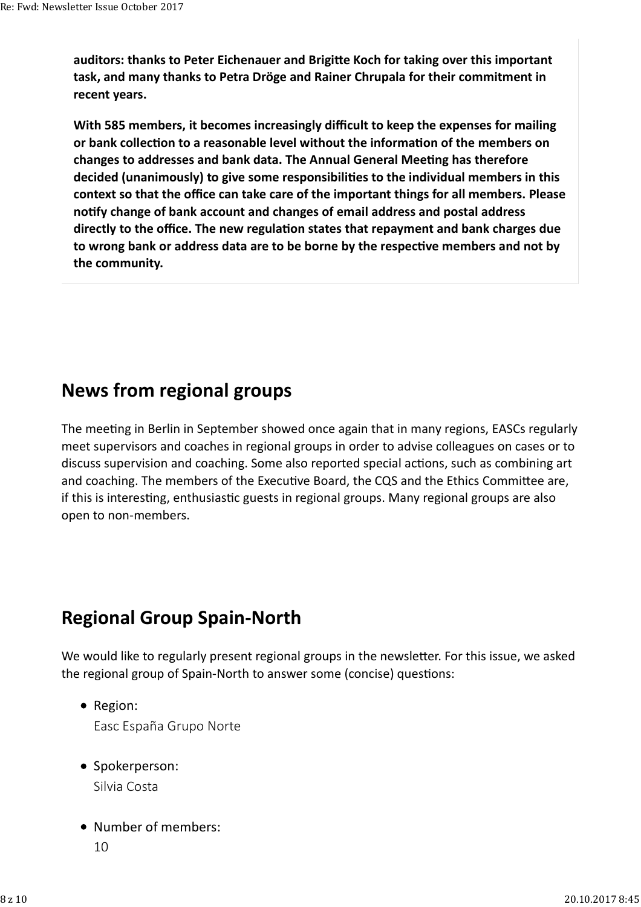**auditors: thanks to Peter Eichenauer and Brigitte Koch for taking over this important task, and many thanks to Petra Dröge and Rainer Chrupala for their commitment in recent years.**

**With 585 members, it becomes increasingly difficult to keep the expenses for mailing or bank collection to a reasonable level without the information of the members on changes to addresses and bank data. The Annual General Meeting has therefore decided (unanimously) to give some responsibilities to the individual members in this context so that the office can take care of the important things for all members. Please notify change of bank account and changes of email address and postal address directly to the office. The new regulation states that repayment and bank charges due to wrong bank or address data are to be borne by the respective members and not by the community.**

## News from regional groups

The meeting in Berlin in September showed once again that in many regions, EASCs regularly meet supervisors and coaches in regional groups in order to advise colleagues on cases or to discuss supervision and coaching. Some also reported special actions, such as combining art and coaching. The members of the Executive Board, the CQS and the Ethics Committee are, if this is interesting, enthusiastic guests in regional groups. Many regional groups are also open to non-members.

## Regional Group Spain-North

We would like to regularly present regional groups in the newsletter. For this issue, we asked the regional group of Spain-North to answer some (concise) questions:

- Region:
  Easc España Grupo Norte
- Spokerperson:
  Silvia Costa
- Number of members:
  10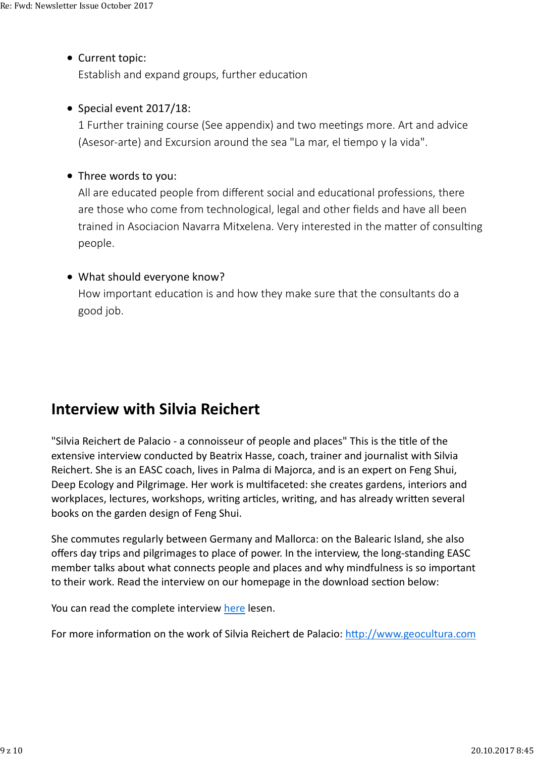- Current topic:
  Establish and expand groups, further education

- Special event 2017/18:
  1 Further training course (See appendix) and two meetings more. Art and advice (Asesor-arte) and Excursion around the sea "La mar, el tiempo y la vida".

- Three words to you:
  All are educated people from different social and educational professions, there are those who come from technological, legal and other fields and have all been trained in Asociacion Navarra Mitxelena. Very interested in the matter of consulting people.

- What should everyone know?
  How important education is and how they make sure that the consultants do a good job.

## Interview with Silvia Reichert

"Silvia Reichert de Palacio - a connoisseur of people and places" This is the title of the extensive interview conducted by Beatrix Hasse, coach, trainer and journalist with Silvia Reichert. She is an EASC coach, lives in Palma di Majorca, and is an expert on Feng Shui, Deep Ecology and Pilgrimage. Her work is multifaceted: she creates gardens, interiors and workplaces, lectures, workshops, writing articles, writing, and has already written several books on the garden design of Feng Shui.

She commutes regularly between Germany and Mallorca: on the Balearic Island, she also offers day trips and pilgrimages to place of power. In the interview, the long-standing EASC member talks about what connects people and places and why mindfulness is so important to their work. Read the interview on our homepage in the download section below:

You can read the complete interview [here] lesen.

For more information on the work of Silvia Reichert de Palacio: http://www.geocultura.com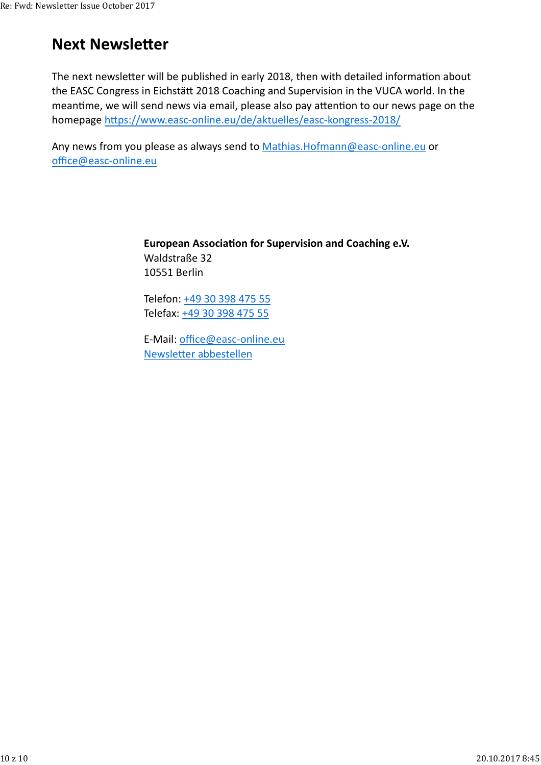## Next Newsletter

The next newsletter will be published in early 2018, then with detailed information about the EASC Congress in Eichstätt 2018 Coaching and Supervision in the VUCA world. In the meantime, we will send news via email, please also pay attention to our news page on the homepage https://www.easc-online.eu/de/aktuelles/easc-kongress-2018/

Any news from you please as always send to Mathias.Hofmann@easc-online.eu or office@easc-online.eu

**European Association for Supervision and Coaching e.V.**
Waldstraße 32
10551 Berlin

Telefon: +49 30 398 475 55
Telefax: +49 30 398 475 55

E-Mail: office@easc-online.eu
Newsletter abbestellen